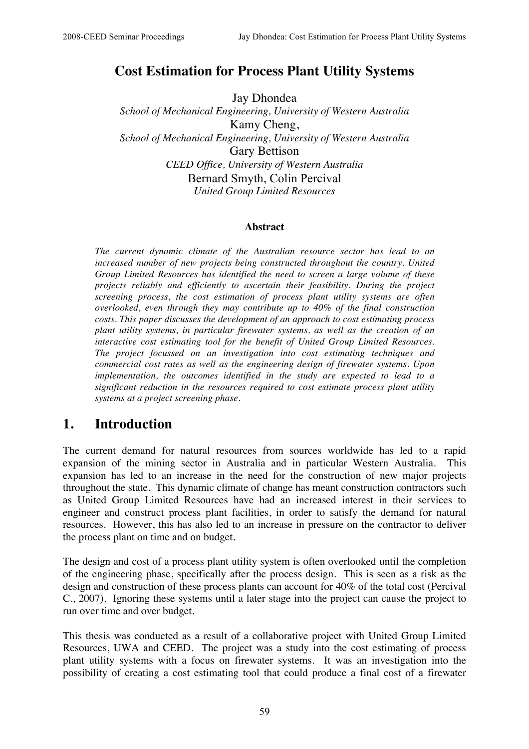# Cost Estimation for Process Plant Utility Systems

Jay Dhondea
*School of Mechanical Engineering, University of Western Australia*
Kamy Cheng,
*School of Mechanical Engineering, University of Western Australia*
Gary Bettison
*CEED Office, University of Western Australia*
Bernard Smyth, Colin Percival
*United Group Limited Resources*

### Abstract

*The current dynamic climate of the Australian resource sector has lead to an increased number of new projects being constructed throughout the country. United Group Limited Resources has identified the need to screen a large volume of these projects reliably and efficiently to ascertain their feasibility. During the project screening process, the cost estimation of process plant utility systems are often overlooked, even through they may contribute up to 40% of the final construction costs. This paper discusses the development of an approach to cost estimating process plant utility systems, in particular firewater systems, as well as the creation of an interactive cost estimating tool for the benefit of United Group Limited Resources. The project focussed on an investigation into cost estimating techniques and commercial cost rates as well as the engineering design of firewater systems. Upon implementation, the outcomes identified in the study are expected to lead to a significant reduction in the resources required to cost estimate process plant utility systems at a project screening phase.*

## 1. Introduction

The current demand for natural resources from sources worldwide has led to a rapid expansion of the mining sector in Australia and in particular Western Australia. This expansion has led to an increase in the need for the construction of new major projects throughout the state. This dynamic climate of change has meant construction contractors such as United Group Limited Resources have had an increased interest in their services to engineer and construct process plant facilities, in order to satisfy the demand for natural resources. However, this has also led to an increase in pressure on the contractor to deliver the process plant on time and on budget.

The design and cost of a process plant utility system is often overlooked until the completion of the engineering phase, specifically after the process design. This is seen as a risk as the design and construction of these process plants can account for 40% of the total cost (Percival C., 2007). Ignoring these systems until a later stage into the project can cause the project to run over time and over budget.

This thesis was conducted as a result of a collaborative project with United Group Limited Resources, UWA and CEED. The project was a study into the cost estimating of process plant utility systems with a focus on firewater systems. It was an investigation into the possibility of creating a cost estimating tool that could produce a final cost of a firewater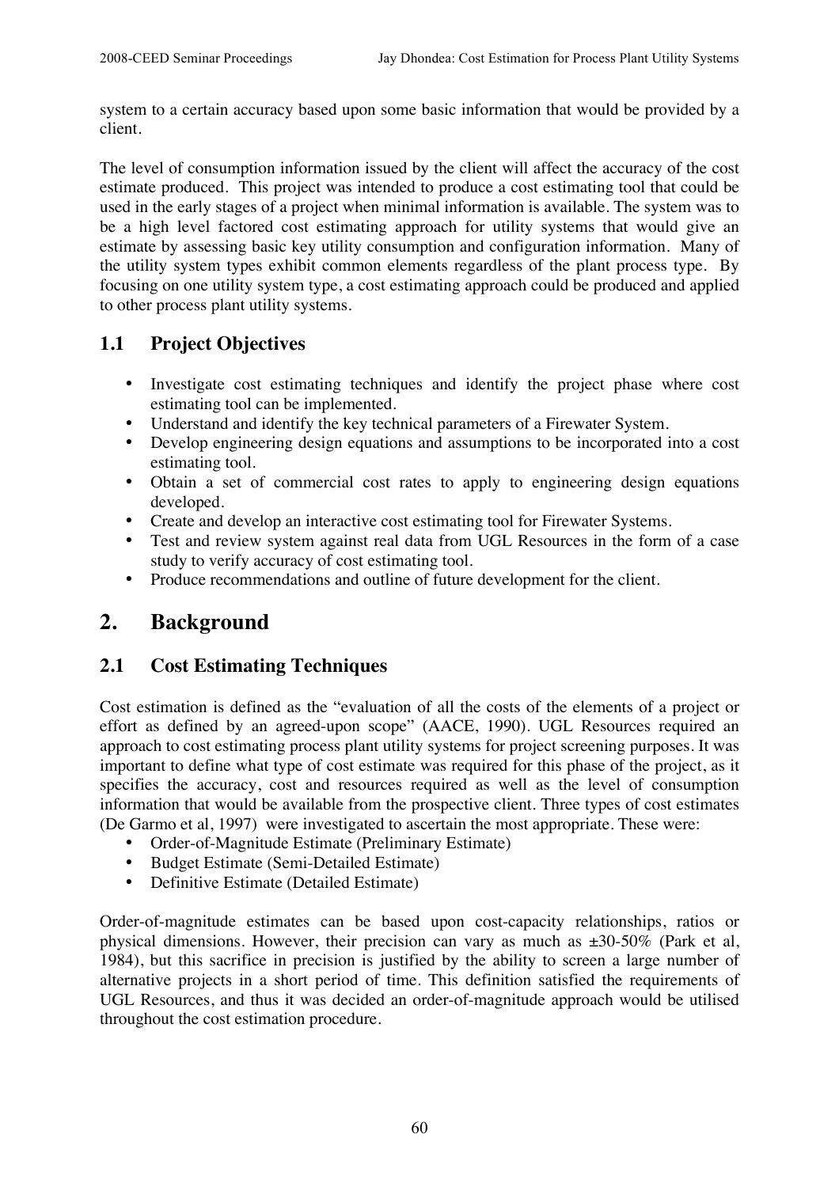system to a certain accuracy based upon some basic information that would be provided by a client.

The level of consumption information issued by the client will affect the accuracy of the cost estimate produced. This project was intended to produce a cost estimating tool that could be used in the early stages of a project when minimal information is available. The system was to be a high level factored cost estimating approach for utility systems that would give an estimate by assessing basic key utility consumption and configuration information. Many of the utility system types exhibit common elements regardless of the plant process type. By focusing on one utility system type, a cost estimating approach could be produced and applied to other process plant utility systems.

## 1.1 Project Objectives

- Investigate cost estimating techniques and identify the project phase where cost estimating tool can be implemented.
- Understand and identify the key technical parameters of a Firewater System.
- Develop engineering design equations and assumptions to be incorporated into a cost estimating tool.
- Obtain a set of commercial cost rates to apply to engineering design equations developed.
- Create and develop an interactive cost estimating tool for Firewater Systems.
- Test and review system against real data from UGL Resources in the form of a case study to verify accuracy of cost estimating tool.
- Produce recommendations and outline of future development for the client.

# 2. Background

## 2.1 Cost Estimating Techniques

Cost estimation is defined as the "evaluation of all the costs of the elements of a project or effort as defined by an agreed-upon scope" (AACE, 1990). UGL Resources required an approach to cost estimating process plant utility systems for project screening purposes. It was important to define what type of cost estimate was required for this phase of the project, as it specifies the accuracy, cost and resources required as well as the level of consumption information that would be available from the prospective client. Three types of cost estimates (De Garmo et al, 1997) were investigated to ascertain the most appropriate. These were:

- Order-of-Magnitude Estimate (Preliminary Estimate)
- Budget Estimate (Semi-Detailed Estimate)
- Definitive Estimate (Detailed Estimate)

Order-of-magnitude estimates can be based upon cost-capacity relationships, ratios or physical dimensions. However, their precision can vary as much as ±30-50% (Park et al, 1984), but this sacrifice in precision is justified by the ability to screen a large number of alternative projects in a short period of time. This definition satisfied the requirements of UGL Resources, and thus it was decided an order-of-magnitude approach would be utilised throughout the cost estimation procedure.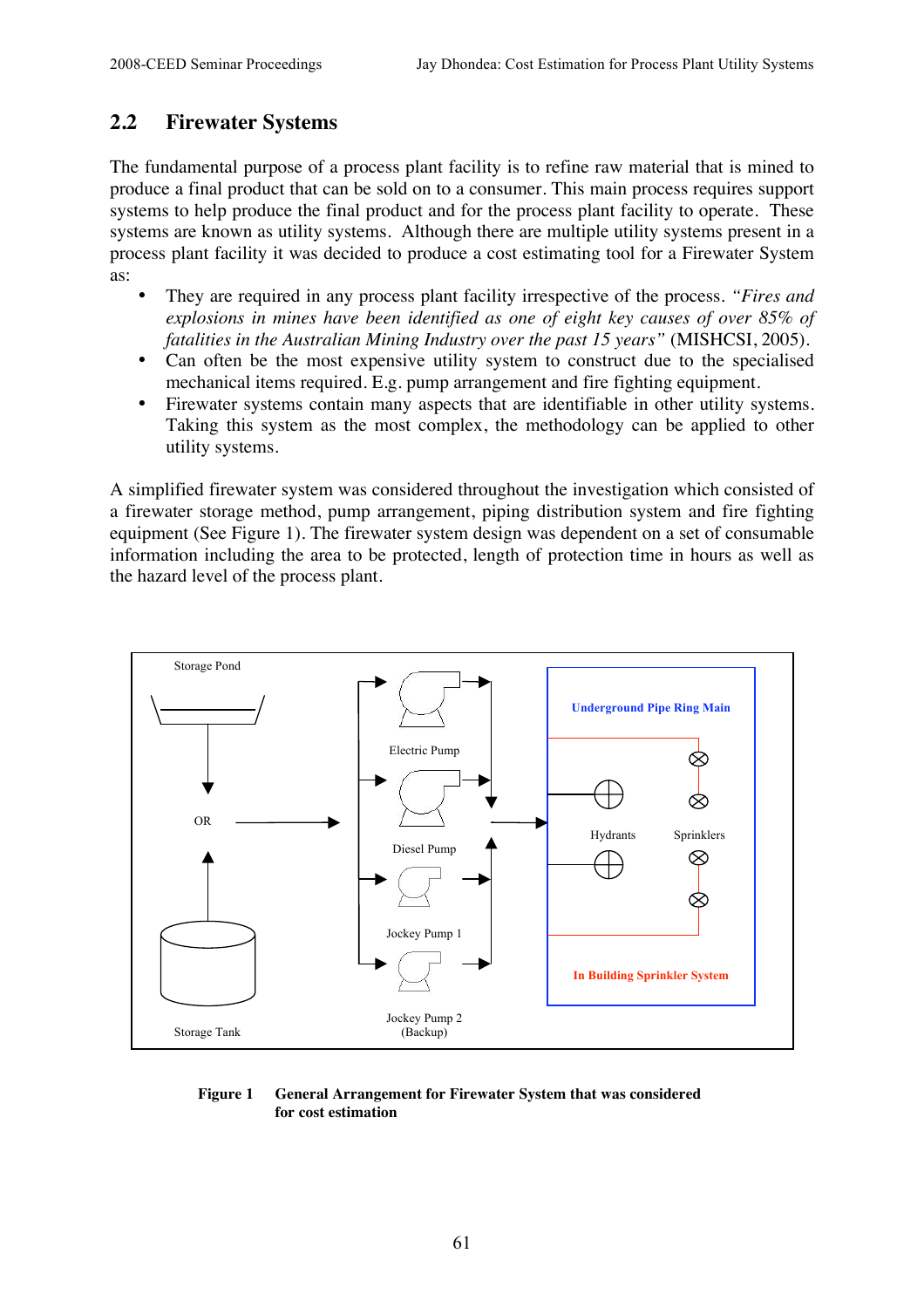## 2.2 Firewater Systems

The fundamental purpose of a process plant facility is to refine raw material that is mined to produce a final product that can be sold on to a consumer. This main process requires support systems to help produce the final product and for the process plant facility to operate. These systems are known as utility systems. Although there are multiple utility systems present in a process plant facility it was decided to produce a cost estimating tool for a Firewater System as:

- They are required in any process plant facility irrespective of the process. *"Fires and explosions in mines have been identified as one of eight key causes of over 85% of fatalities in the Australian Mining Industry over the past 15 years"* (MISHCSI, 2005).
- Can often be the most expensive utility system to construct due to the specialised mechanical items required. E.g. pump arrangement and fire fighting equipment.
- Firewater systems contain many aspects that are identifiable in other utility systems. Taking this system as the most complex, the methodology can be applied to other utility systems.

A simplified firewater system was considered throughout the investigation which consisted of a firewater storage method, pump arrangement, piping distribution system and fire fighting equipment (See Figure 1). The firewater system design was dependent on a set of consumable information including the area to be protected, length of protection time in hours as well as the hazard level of the process plant.

**Figure 1 General Arrangement for Firewater System that was considered for cost estimation**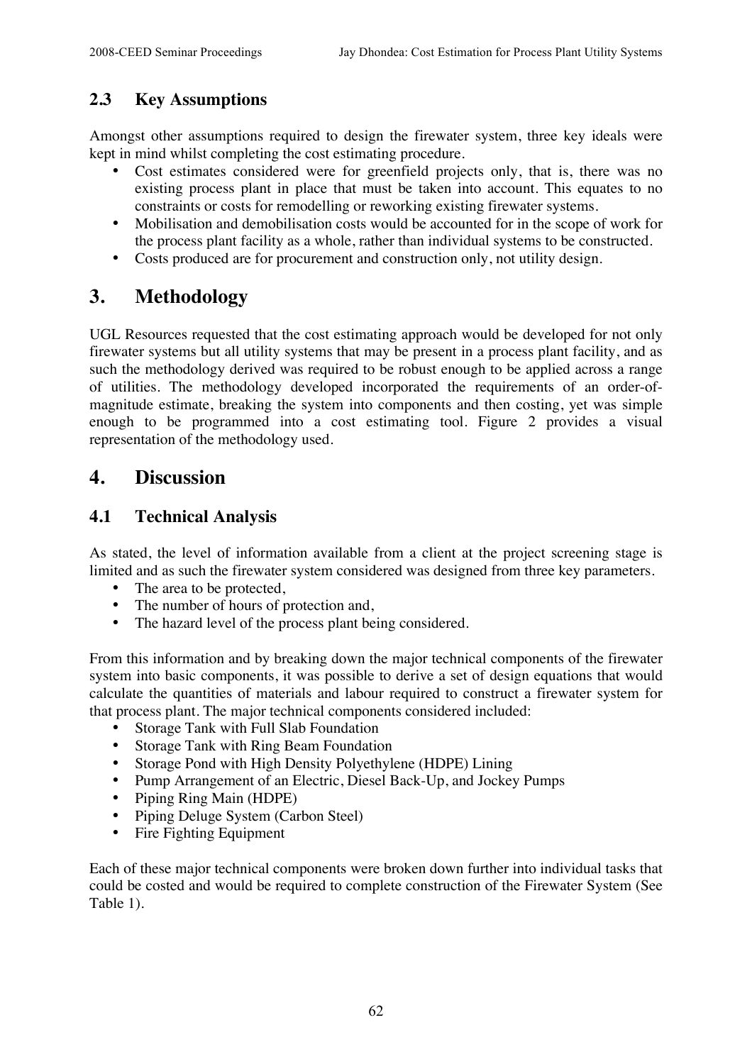## 2.3 Key Assumptions

Amongst other assumptions required to design the firewater system, three key ideals were kept in mind whilst completing the cost estimating procedure.

- Cost estimates considered were for greenfield projects only, that is, there was no existing process plant in place that must be taken into account. This equates to no constraints or costs for remodelling or reworking existing firewater systems.
- Mobilisation and demobilisation costs would be accounted for in the scope of work for the process plant facility as a whole, rather than individual systems to be constructed.
- Costs produced are for procurement and construction only, not utility design.

# 3. Methodology

UGL Resources requested that the cost estimating approach would be developed for not only firewater systems but all utility systems that may be present in a process plant facility, and as such the methodology derived was required to be robust enough to be applied across a range of utilities. The methodology developed incorporated the requirements of an order-of-magnitude estimate, breaking the system into components and then costing, yet was simple enough to be programmed into a cost estimating tool. Figure 2 provides a visual representation of the methodology used.

# 4. Discussion

## 4.1 Technical Analysis

As stated, the level of information available from a client at the project screening stage is limited and as such the firewater system considered was designed from three key parameters.

- The area to be protected,
- The number of hours of protection and,
- The hazard level of the process plant being considered.

From this information and by breaking down the major technical components of the firewater system into basic components, it was possible to derive a set of design equations that would calculate the quantities of materials and labour required to construct a firewater system for that process plant. The major technical components considered included:

- Storage Tank with Full Slab Foundation
- Storage Tank with Ring Beam Foundation
- Storage Pond with High Density Polyethylene (HDPE) Lining
- Pump Arrangement of an Electric, Diesel Back-Up, and Jockey Pumps
- Piping Ring Main (HDPE)
- Piping Deluge System (Carbon Steel)
- Fire Fighting Equipment

Each of these major technical components were broken down further into individual tasks that could be costed and would be required to complete construction of the Firewater System (See Table 1).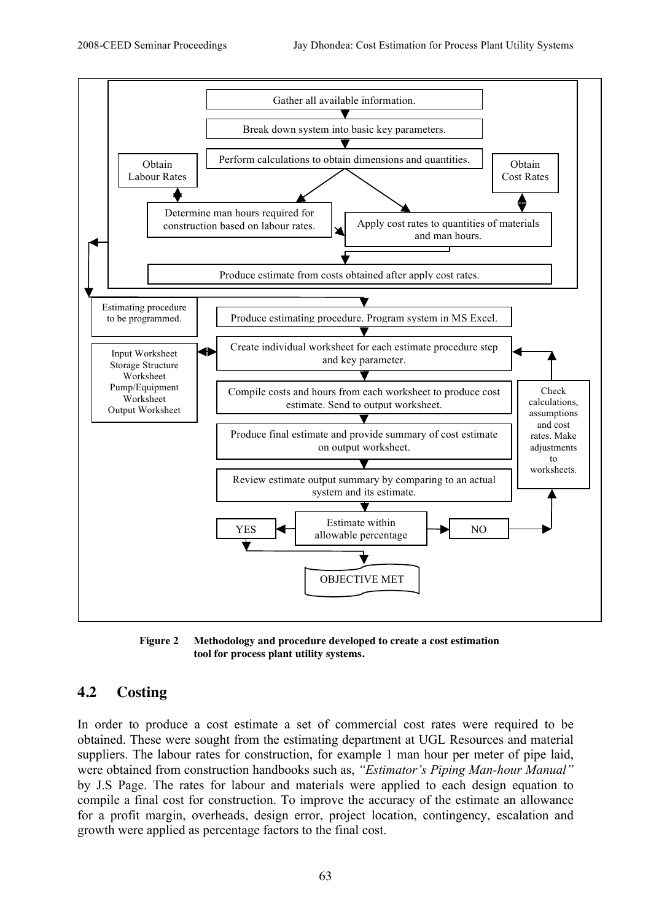Gather all available information.

Break down system into basic key parameters.

Perform calculations to obtain dimensions and quantities.

Obtain Labour Rates

Obtain Cost Rates

Determine man hours required for construction based on labour rates.

Apply cost rates to quantities of materials and man hours.

Produce estimate from costs obtained after apply cost rates.

Estimating procedure to be programmed.

Produce estimating procedure. Program system in MS Excel.

Input Worksheet
Storage Structure Worksheet
Pump/Equipment Worksheet
Output Worksheet

Create individual worksheet for each estimate procedure step and key parameter.

Compile costs and hours from each worksheet to produce cost estimate. Send to output worksheet.

Produce final estimate and provide summary of cost estimate on output worksheet.

Review estimate output summary by comparing to an actual system and its estimate.

Check calculations, assumptions and cost rates. Make adjustments to worksheets.

Estimate within allowable percentage

YES

NO

OBJECTIVE MET

**Figure 2 Methodology and procedure developed to create a cost estimation tool for process plant utility systems.**

## 4.2 Costing

In order to produce a cost estimate a set of commercial cost rates were required to be obtained. These were sought from the estimating department at UGL Resources and material suppliers. The labour rates for construction, for example 1 man hour per meter of pipe laid, were obtained from construction handbooks such as, *"Estimator's Piping Man-hour Manual"* by J.S Page. The rates for labour and materials were applied to each design equation to compile a final cost for construction. To improve the accuracy of the estimate an allowance for a profit margin, overheads, design error, project location, contingency, escalation and growth were applied as percentage factors to the final cost.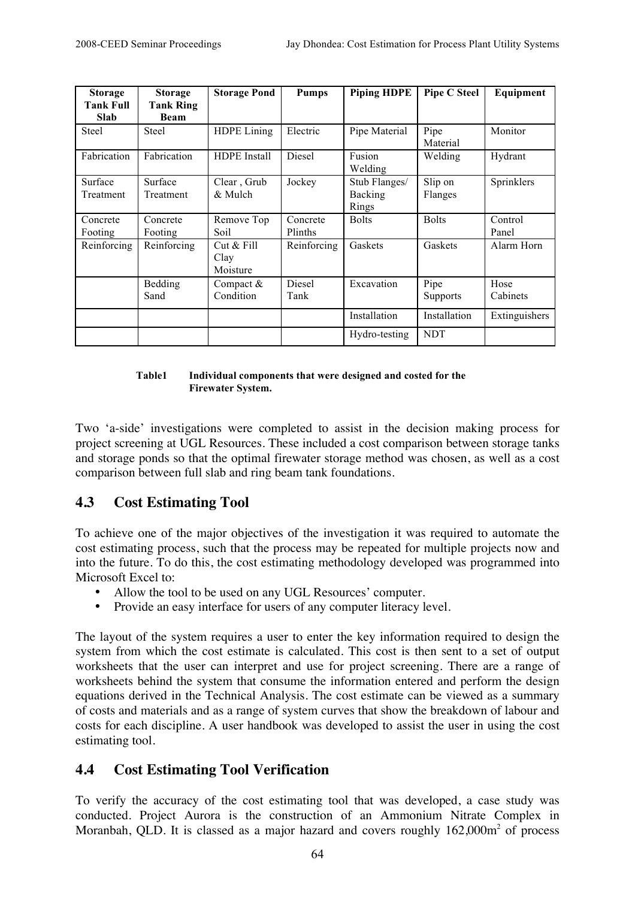| Storage Tank Full Slab | Storage Tank Ring Beam | Storage Pond | Pumps | Piping HDPE | Pipe C Steel | Equipment |
|---|---|---|---|---|---|---|
| Steel | Steel | HDPE Lining | Electric | Pipe Material | Pipe Material | Monitor |
| Fabrication | Fabrication | HDPE Install | Diesel | Fusion Welding | Welding | Hydrant |
| Surface Treatment | Surface Treatment | Clear , Grub & Mulch | Jockey | Stub Flanges/ Backing Rings | Slip on Flanges | Sprinklers |
| Concrete Footing | Concrete Footing | Remove Top Soil | Concrete Plinths | Bolts | Bolts | Control Panel |
| Reinforcing | Reinforcing | Cut & Fill Clay Moisture | Reinforcing | Gaskets | Gaskets | Alarm Horn |
| | Bedding Sand | Compact & Condition | Diesel Tank | Excavation | Pipe Supports | Hose Cabinets |
| | | | | Installation | Installation | Extinguishers |
| | | | | Hydro-testing | NDT | |

**Table1 Individual components that were designed and costed for the Firewater System.**

Two 'a-side' investigations were completed to assist in the decision making process for project screening at UGL Resources. These included a cost comparison between storage tanks and storage ponds so that the optimal firewater storage method was chosen, as well as a cost comparison between full slab and ring beam tank foundations.

## 4.3 Cost Estimating Tool

To achieve one of the major objectives of the investigation it was required to automate the cost estimating process, such that the process may be repeated for multiple projects now and into the future. To do this, the cost estimating methodology developed was programmed into Microsoft Excel to:

- Allow the tool to be used on any UGL Resources' computer.
- Provide an easy interface for users of any computer literacy level.

The layout of the system requires a user to enter the key information required to design the system from which the cost estimate is calculated. This cost is then sent to a set of output worksheets that the user can interpret and use for project screening. There are a range of worksheets behind the system that consume the information entered and perform the design equations derived in the Technical Analysis. The cost estimate can be viewed as a summary of costs and materials and as a range of system curves that show the breakdown of labour and costs for each discipline. A user handbook was developed to assist the user in using the cost estimating tool.

## 4.4 Cost Estimating Tool Verification

To verify the accuracy of the cost estimating tool that was developed, a case study was conducted. Project Aurora is the construction of an Ammonium Nitrate Complex in Moranbah, QLD. It is classed as a major hazard and covers roughly 162,000m$^2$ of process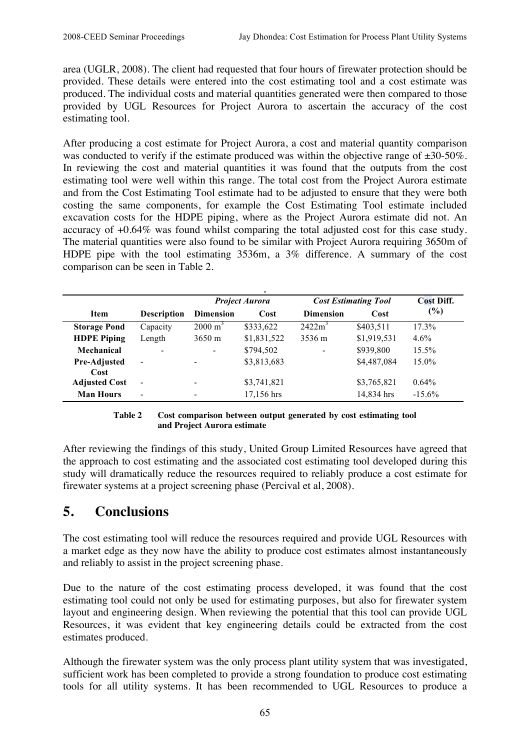area (UGLR, 2008). The client had requested that four hours of firewater protection should be provided. These details were entered into the cost estimating tool and a cost estimate was produced. The individual costs and material quantities generated were then compared to those provided by UGL Resources for Project Aurora to ascertain the accuracy of the cost estimating tool.

After producing a cost estimate for Project Aurora, a cost and material quantity comparison was conducted to verify if the estimate produced was within the objective range of ±30-50%. In reviewing the cost and material quantities it was found that the outputs from the cost estimating tool were well within this range. The total cost from the Project Aurora estimate and from the Cost Estimating Tool estimate had to be adjusted to ensure that they were both costing the same components, for example the Cost Estimating Tool estimate included excavation costs for the HDPE piping, where as the Project Aurora estimate did not. An accuracy of +0.64% was found whilst comparing the total adjusted cost for this case study. The material quantities were also found to be similar with Project Aurora requiring 3650m of HDPE pipe with the tool estimating 3536m, a 3% difference. A summary of the cost comparison can be seen in Table 2.

| Item | Description | *Project Aurora* | | *Cost Estimating Tool* | | Cost Diff. (%) |
|---|---|---|---|---|---|---|
| | | **Dimension** | **Cost** | **Dimension** | **Cost** | |
| **Storage Pond** | Capacity | 2000 $m^3$ | \$333,622 | 2422$m^3$ | \$403,511 | 17.3% |
| **HDPE Piping** | Length | 3650 m | \$1,831,522 | 3536 m | \$1,919,531 | 4.6% |
| **Mechanical** | - | - | \$794,502 | - | \$939,800 | 15.5% |
| **Pre-Adjusted Cost** | - | - | \$3,813,683 | | \$4,487,084 | 15.0% |
| **Adjusted Cost** | - | - | \$3,741,821 | | \$3,765,821 | 0.64% |
| **Man Hours** | - | - | 17,156 hrs | | 14,834 hrs | -15.6% |

**Table 2 Cost comparison between output generated by cost estimating tool and Project Aurora estimate**

After reviewing the findings of this study, United Group Limited Resources have agreed that the approach to cost estimating and the associated cost estimating tool developed during this study will dramatically reduce the resources required to reliably produce a cost estimate for firewater systems at a project screening phase (Percival et al, 2008).

## 5. Conclusions

The cost estimating tool will reduce the resources required and provide UGL Resources with a market edge as they now have the ability to produce cost estimates almost instantaneously and reliably to assist in the project screening phase.

Due to the nature of the cost estimating process developed, it was found that the cost estimating tool could not only be used for estimating purposes, but also for firewater system layout and engineering design. When reviewing the potential that this tool can provide UGL Resources, it was evident that key engineering details could be extracted from the cost estimates produced.

Although the firewater system was the only process plant utility system that was investigated, sufficient work has been completed to provide a strong foundation to produce cost estimating tools for all utility systems. It has been recommended to UGL Resources to produce a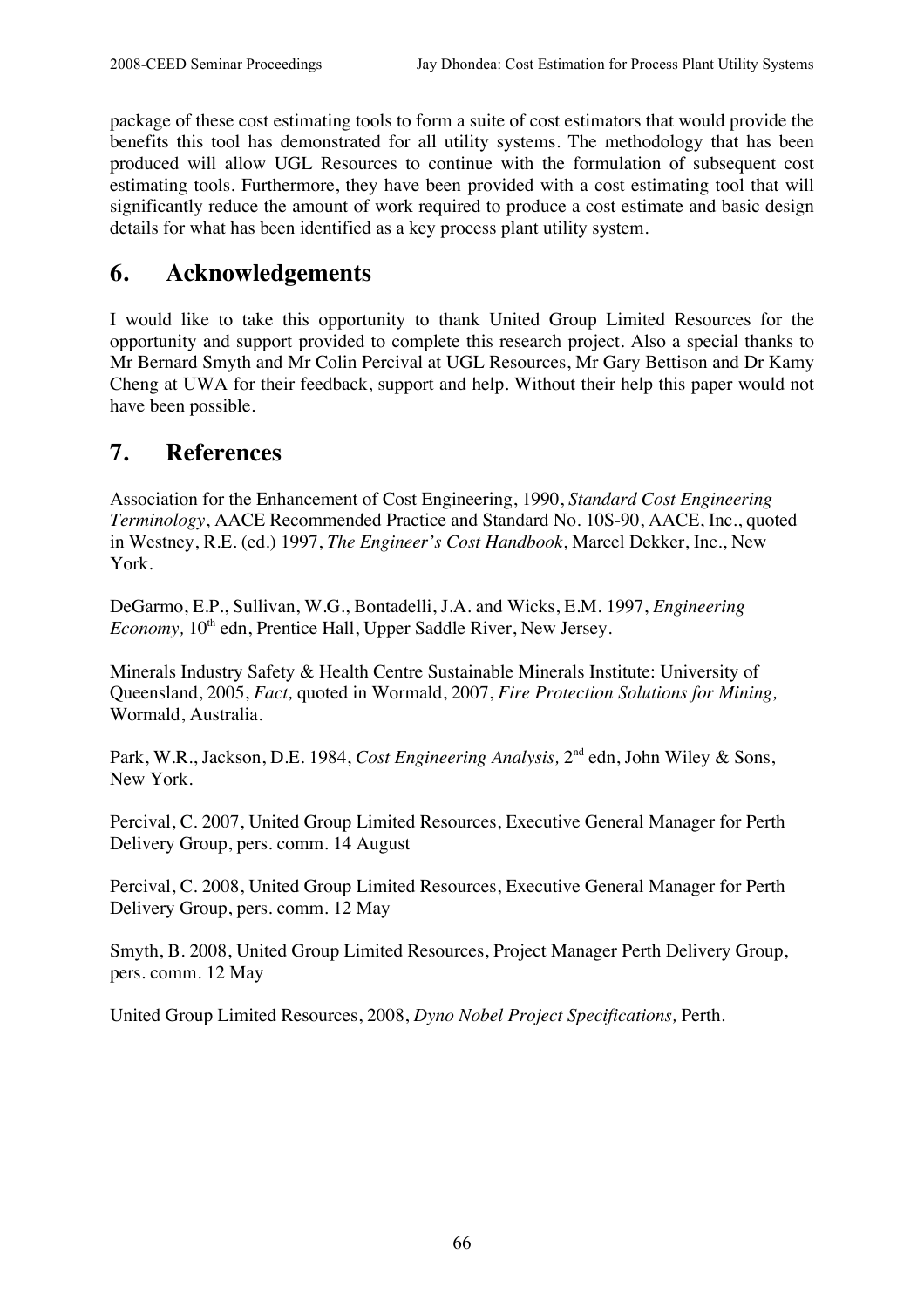package of these cost estimating tools to form a suite of cost estimators that would provide the benefits this tool has demonstrated for all utility systems. The methodology that has been produced will allow UGL Resources to continue with the formulation of subsequent cost estimating tools. Furthermore, they have been provided with a cost estimating tool that will significantly reduce the amount of work required to produce a cost estimate and basic design details for what has been identified as a key process plant utility system.

## 6. Acknowledgements

I would like to take this opportunity to thank United Group Limited Resources for the opportunity and support provided to complete this research project. Also a special thanks to Mr Bernard Smyth and Mr Colin Percival at UGL Resources, Mr Gary Bettison and Dr Kamy Cheng at UWA for their feedback, support and help. Without their help this paper would not have been possible.

## 7. References

Association for the Enhancement of Cost Engineering, 1990, *Standard Cost Engineering Terminology*, AACE Recommended Practice and Standard No. 10S-90, AACE, Inc., quoted in Westney, R.E. (ed.) 1997, *The Engineer's Cost Handbook*, Marcel Dekker, Inc., New York.

DeGarmo, E.P., Sullivan, W.G., Bontadelli, J.A. and Wicks, E.M. 1997, *Engineering Economy,* 10th edn, Prentice Hall, Upper Saddle River, New Jersey.

Minerals Industry Safety & Health Centre Sustainable Minerals Institute: University of Queensland, 2005, *Fact,* quoted in Wormald, 2007, *Fire Protection Solutions for Mining,* Wormald, Australia.

Park, W.R., Jackson, D.E. 1984, *Cost Engineering Analysis,* 2nd edn, John Wiley & Sons, New York.

Percival, C. 2007, United Group Limited Resources, Executive General Manager for Perth Delivery Group, pers. comm. 14 August

Percival, C. 2008, United Group Limited Resources, Executive General Manager for Perth Delivery Group, pers. comm. 12 May

Smyth, B. 2008, United Group Limited Resources, Project Manager Perth Delivery Group, pers. comm. 12 May

United Group Limited Resources, 2008, *Dyno Nobel Project Specifications,* Perth.